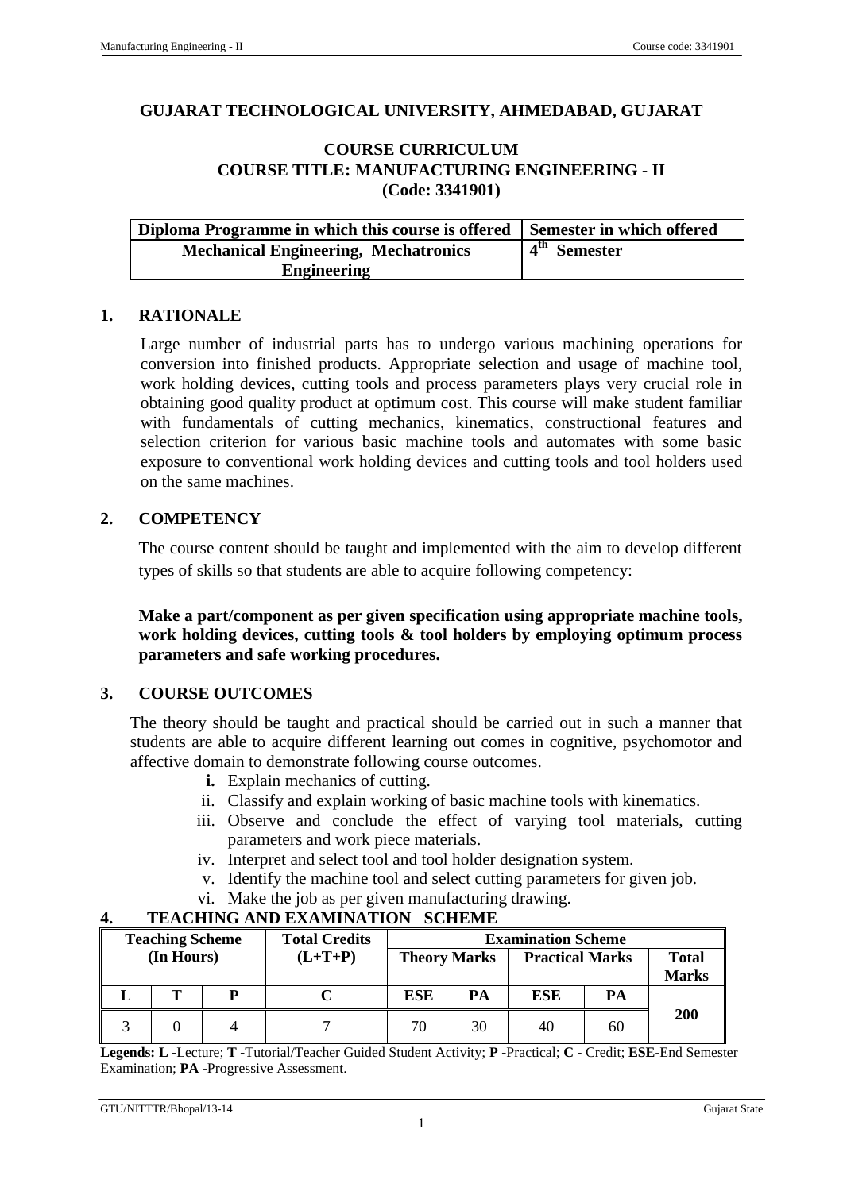# GUJARAT TECHNOLOGICAL UNIVERSITY, AHMEDABAD, GUJARAT

## COURSE CURRICULUM
## COURSE TITLE: MANUFACTURING ENGINEERING - II
## (Code: 3341901)

| Diploma Programme in which this course is offered | Semester in which offered |
|---|---|
| Mechanical Engineering, Mechatronics Engineering | 4th Semester |

## 1. RATIONALE

Large number of industrial parts has to undergo various machining operations for conversion into finished products. Appropriate selection and usage of machine tool, work holding devices, cutting tools and process parameters plays very crucial role in obtaining good quality product at optimum cost. This course will make student familiar with fundamentals of cutting mechanics, kinematics, constructional features and selection criterion for various basic machine tools and automates with some basic exposure to conventional work holding devices and cutting tools and tool holders used on the same machines.

## 2. COMPETENCY

The course content should be taught and implemented with the aim to develop different types of skills so that students are able to acquire following competency:

**Make a part/component as per given specification using appropriate machine tools, work holding devices, cutting tools & tool holders by employing optimum process parameters and safe working procedures.**

## 3. COURSE OUTCOMES

The theory should be taught and practical should be carried out in such a manner that students are able to acquire different learning out comes in cognitive, psychomotor and affective domain to demonstrate following course outcomes.

i. Explain mechanics of cutting.
ii. Classify and explain working of basic machine tools with kinematics.
iii. Observe and conclude the effect of varying tool materials, cutting parameters and work piece materials.
iv. Interpret and select tool and tool holder designation system.
v. Identify the machine tool and select cutting parameters for given job.
vi. Make the job as per given manufacturing drawing.

## 4. TEACHING AND EXAMINATION SCHEME

| Teaching Scheme (In Hours) | | | Total Credits (L+T+P) | Examination Scheme | | | | |
|---|---|---|---|---|---|---|---|---|
| | | | | Theory Marks | | Practical Marks | | Total Marks |
| L | T | P | C | ESE | PA | ESE | PA | |
| 3 | 0 | 4 | 7 | 70 | 30 | 40 | 60 | 200 |

**Legends: L** -Lecture; **T** -Tutorial/Teacher Guided Student Activity; **P** -Practical; **C** - Credit; **ESE**-End Semester Examination; **PA** -Progressive Assessment.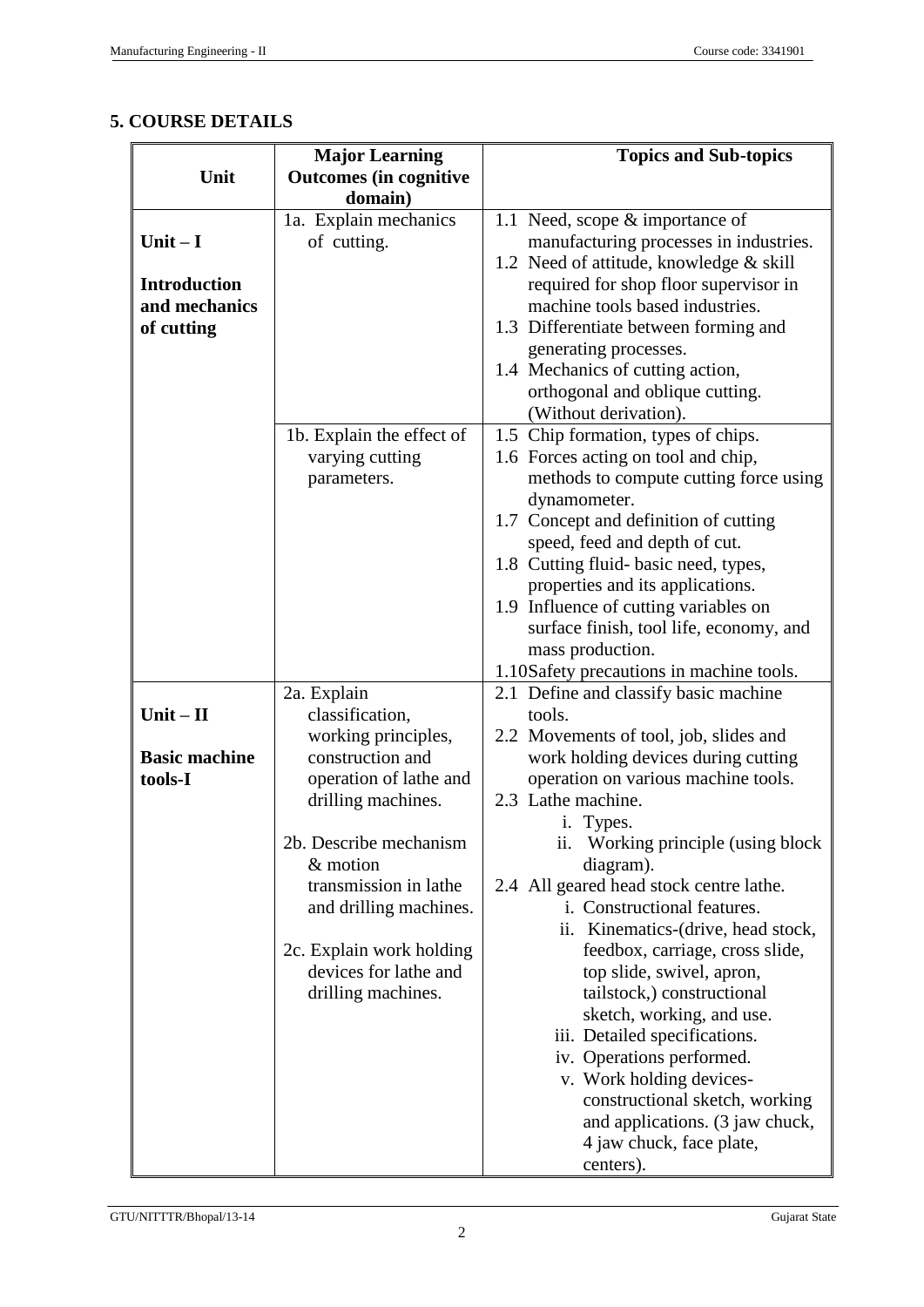## 5. COURSE DETAILS

| Unit | Major Learning Outcomes (in cognitive domain) | Topics and Sub-topics |
|---|---|---|
| **Unit – I**<br><br>**Introduction and mechanics of cutting** | 1a. Explain mechanics of cutting. | 1.1 Need, scope & importance of manufacturing processes in industries.<br>1.2 Need of attitude, knowledge & skill required for shop floor supervisor in machine tools based industries.<br>1.3 Differentiate between forming and generating processes.<br>1.4 Mechanics of cutting action, orthogonal and oblique cutting. (Without derivation). |
| | 1b. Explain the effect of varying cutting parameters. | 1.5 Chip formation, types of chips.<br>1.6 Forces acting on tool and chip, methods to compute cutting force using dynamometer.<br>1.7 Concept and definition of cutting speed, feed and depth of cut.<br>1.8 Cutting fluid- basic need, types, properties and its applications.<br>1.9 Influence of cutting variables on surface finish, tool life, economy, and mass production.<br>1.10 Safety precautions in machine tools. |
| **Unit – II**<br><br>**Basic machine tools-I** | 2a. Explain classification, working principles, construction and operation of lathe and drilling machines.<br><br>2b. Describe mechanism & motion transmission in lathe and drilling machines.<br><br>2c. Explain work holding devices for lathe and drilling machines. | 2.1 Define and classify basic machine tools.<br>2.2 Movements of tool, job, slides and work holding devices during cutting operation on various machine tools.<br>2.3 Lathe machine.<br>i. Types.<br>ii. Working principle (using block diagram).<br>2.4 All geared head stock centre lathe.<br>i. Constructional features.<br>ii. Kinematics-(drive, head stock, feedbox, carriage, cross slide, top slide, swivel, apron, tailstock,) constructional sketch, working, and use.<br>iii. Detailed specifications.<br>iv. Operations performed.<br>v. Work holding devices- constructional sketch, working and applications. (3 jaw chuck, 4 jaw chuck, face plate, centers). |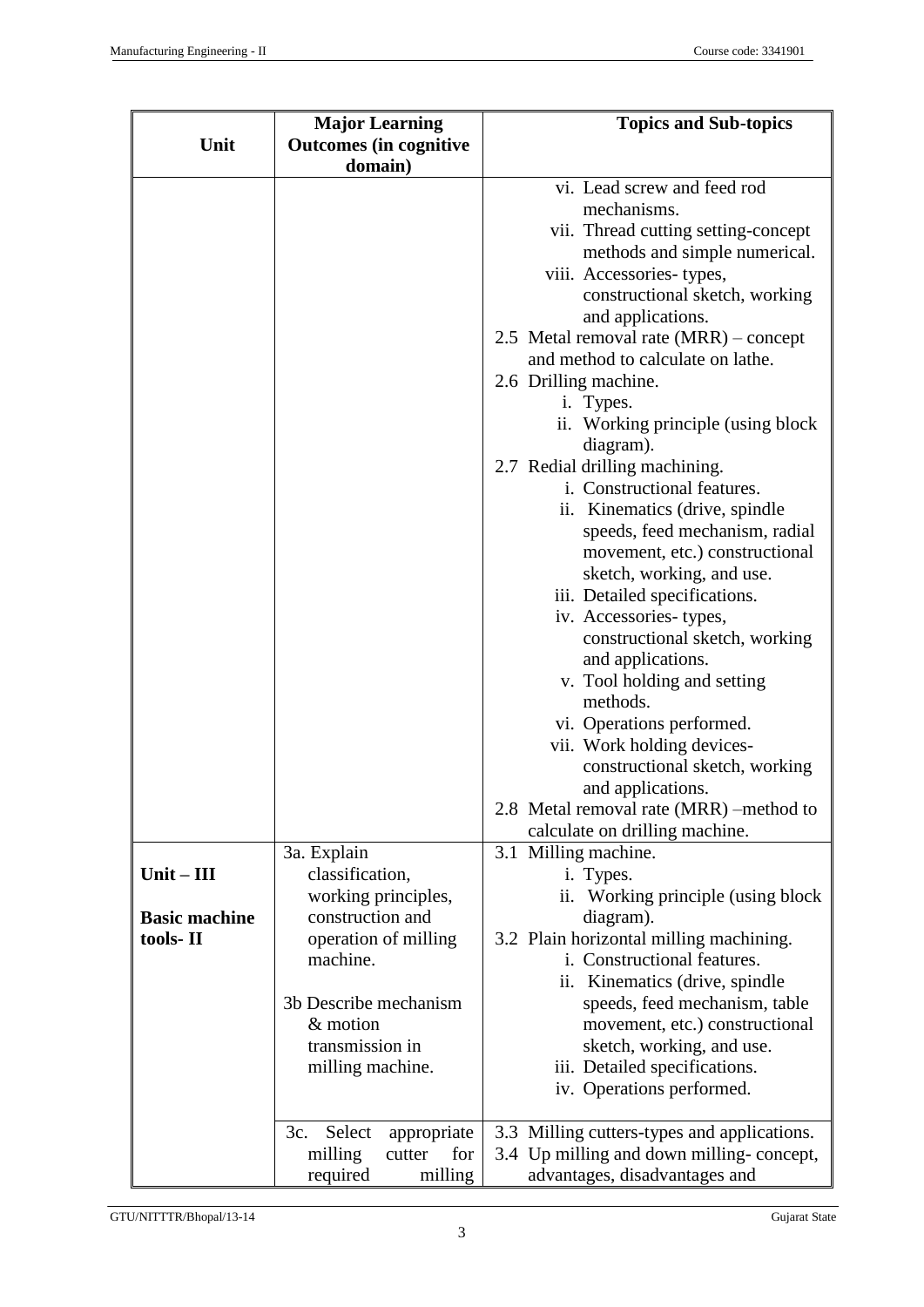| Unit | Major Learning Outcomes (in cognitive domain) | Topics and Sub-topics |
|---|---|---|
| | | vi. Lead screw and feed rod mechanisms.<br>vii. Thread cutting setting-concept methods and simple numerical.<br>viii. Accessories- types, constructional sketch, working and applications.<br>2.5 Metal removal rate (MRR) – concept and method to calculate on lathe.<br>2.6 Drilling machine.<br>i. Types.<br>ii. Working principle (using block diagram).<br>2.7 Redial drilling machining.<br>i. Constructional features.<br>ii. Kinematics (drive, spindle speeds, feed mechanism, radial movement, etc.) constructional sketch, working, and use.<br>iii. Detailed specifications.<br>iv. Accessories- types, constructional sketch, working and applications.<br>v. Tool holding and setting methods.<br>vi. Operations performed.<br>vii. Work holding devices- constructional sketch, working and applications.<br>2.8 Metal removal rate (MRR) –method to calculate on drilling machine. |
| **Unit – III**<br><br>**Basic machine tools- II** | 3a. Explain classification, working principles, construction and operation of milling machine.<br><br>3b Describe mechanism & motion transmission in milling machine. | 3.1 Milling machine.<br>i. Types.<br>ii. Working principle (using block diagram).<br>3.2 Plain horizontal milling machining.<br>i. Constructional features.<br>ii. Kinematics (drive, spindle speeds, feed mechanism, table movement, etc.) constructional sketch, working, and use.<br>iii. Detailed specifications.<br>iv. Operations performed. |
| | 3c. Select appropriate milling cutter for required milling | 3.3 Milling cutters-types and applications.<br>3.4 Up milling and down milling- concept, advantages, disadvantages and |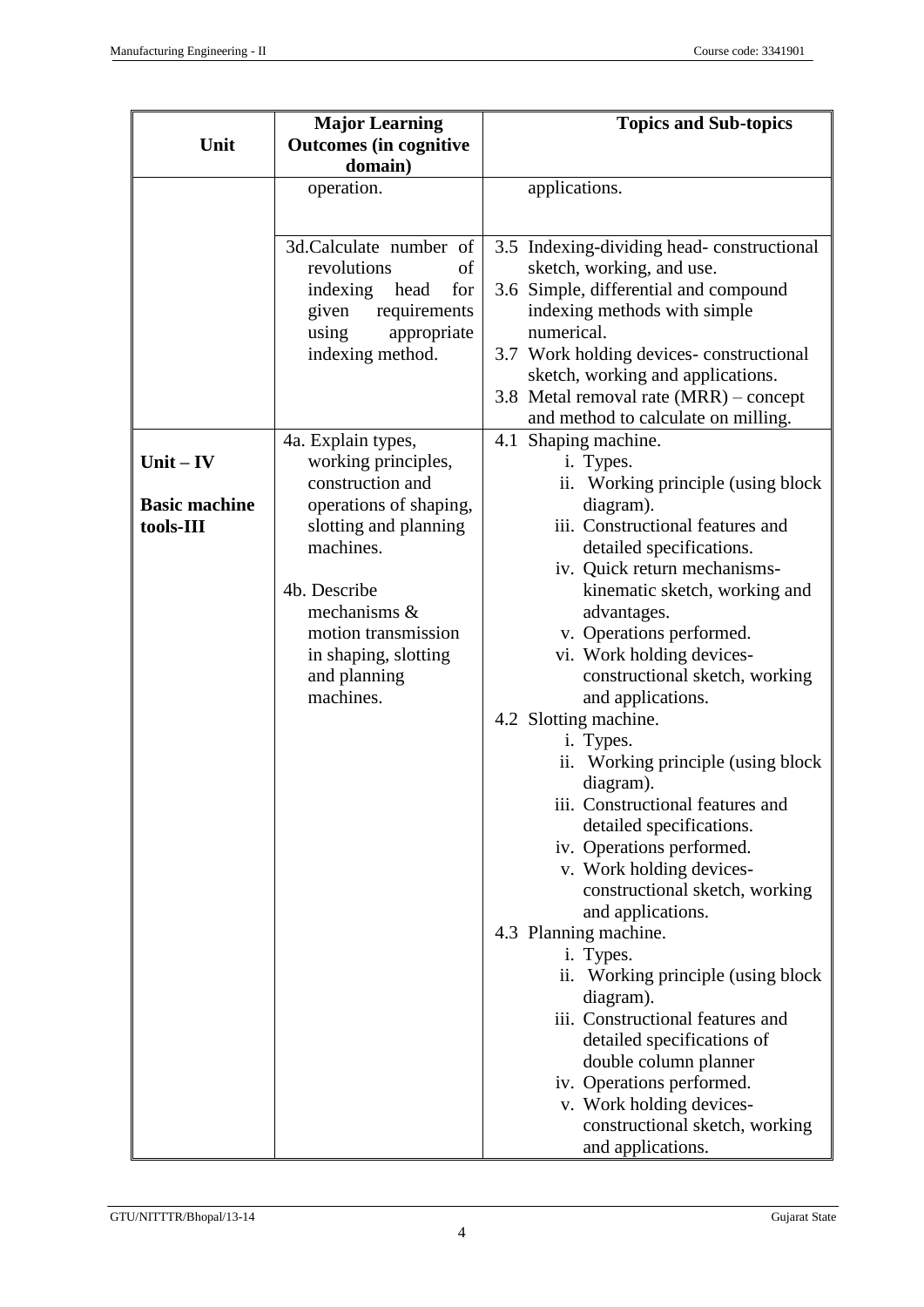| Unit | Major Learning Outcomes (in cognitive domain) | Topics and Sub-topics |
|---|---|---|
| | operation. | applications. |
| | 3d. Calculate number of revolutions of indexing head for given requirements using appropriate indexing method. | 3.5 Indexing-dividing head- constructional sketch, working, and use.<br>3.6 Simple, differential and compound indexing methods with simple numerical.<br>3.7 Work holding devices- constructional sketch, working and applications.<br>3.8 Metal removal rate (MRR) – concept and method to calculate on milling. |
| **Unit – IV**<br><br>**Basic machine tools-III** | 4a. Explain types, working principles, construction and operations of shaping, slotting and planning machines.<br><br>4b. Describe mechanisms & motion transmission in shaping, slotting and planning machines. | 4.1 Shaping machine.<br>i. Types.<br>ii. Working principle (using block diagram).<br>iii. Constructional features and detailed specifications.<br>iv. Quick return mechanisms- kinematic sketch, working and advantages.<br>v. Operations performed.<br>vi. Work holding devices- constructional sketch, working and applications.<br>4.2 Slotting machine.<br>i. Types.<br>ii. Working principle (using block diagram).<br>iii. Constructional features and detailed specifications.<br>iv. Operations performed.<br>v. Work holding devices- constructional sketch, working and applications.<br>4.3 Planning machine.<br>i. Types.<br>ii. Working principle (using block diagram).<br>iii. Constructional features and detailed specifications of double column planner<br>iv. Operations performed.<br>v. Work holding devices- constructional sketch, working and applications. |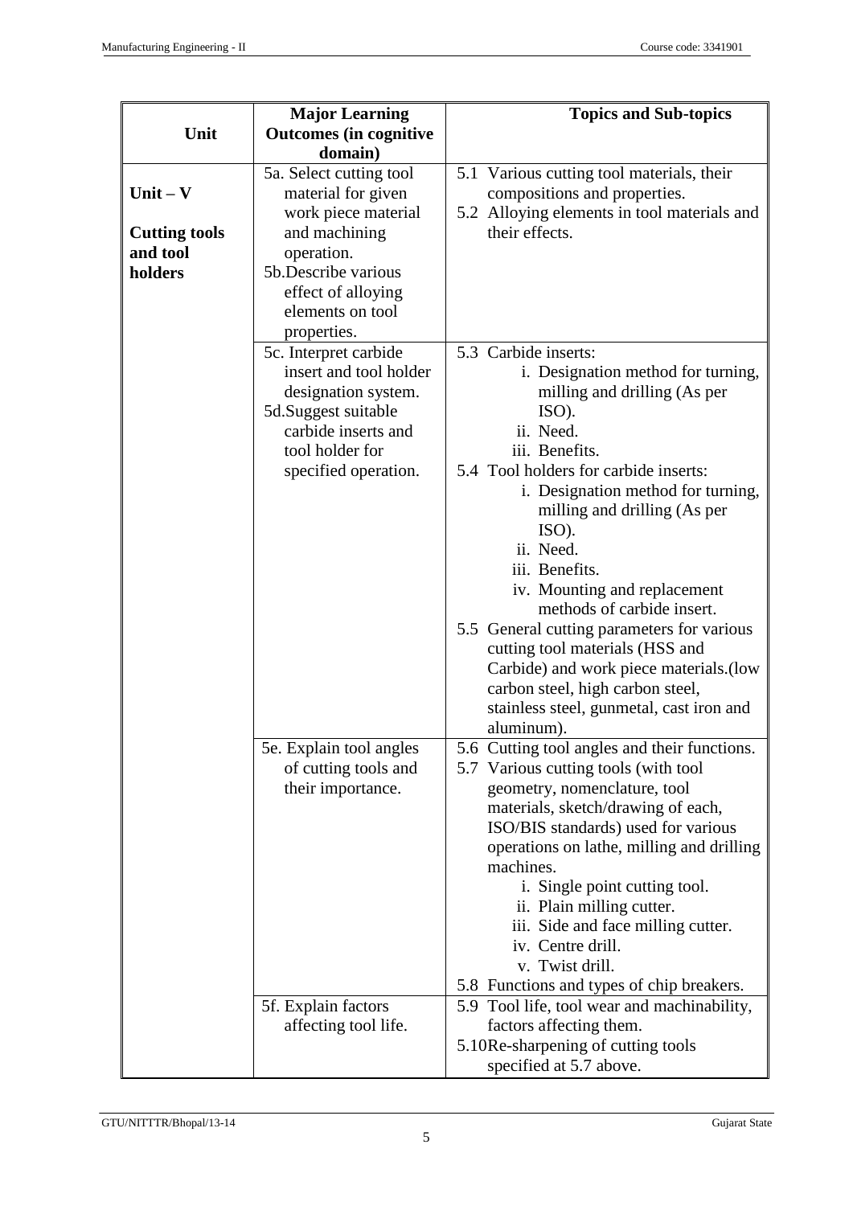| Unit | Major Learning Outcomes (in cognitive domain) | Topics and Sub-topics |
|---|---|---|
| **Unit – V** **Cutting tools and tool holders** | 5a. Select cutting tool material for given work piece material and machining operation.<br>5b.Describe various effect of alloying elements on tool properties. | 5.1 Various cutting tool materials, their compositions and properties.<br>5.2 Alloying elements in tool materials and their effects. |
| | 5c. Interpret carbide insert and tool holder designation system.<br>5d.Suggest suitable carbide inserts and tool holder for specified operation. | 5.3 Carbide inserts:<br>i. Designation method for turning, milling and drilling (As per ISO).<br>ii. Need.<br>iii. Benefits.<br>5.4 Tool holders for carbide inserts:<br>i. Designation method for turning, milling and drilling (As per ISO).<br>ii. Need.<br>iii. Benefits.<br>iv. Mounting and replacement methods of carbide insert.<br>5.5 General cutting parameters for various cutting tool materials (HSS and Carbide) and work piece materials.(low carbon steel, high carbon steel, stainless steel, gunmetal, cast iron and aluminum). |
| | 5e. Explain tool angles of cutting tools and their importance. | 5.6 Cutting tool angles and their functions.<br>5.7 Various cutting tools (with tool geometry, nomenclature, tool materials, sketch/drawing of each, ISO/BIS standards) used for various operations on lathe, milling and drilling machines.<br>i. Single point cutting tool.<br>ii. Plain milling cutter.<br>iii. Side and face milling cutter.<br>iv. Centre drill.<br>v. Twist drill.<br>5.8 Functions and types of chip breakers. |
| | 5f. Explain factors affecting tool life. | 5.9 Tool life, tool wear and machinability, factors affecting them.<br>5.10Re-sharpening of cutting tools specified at 5.7 above. |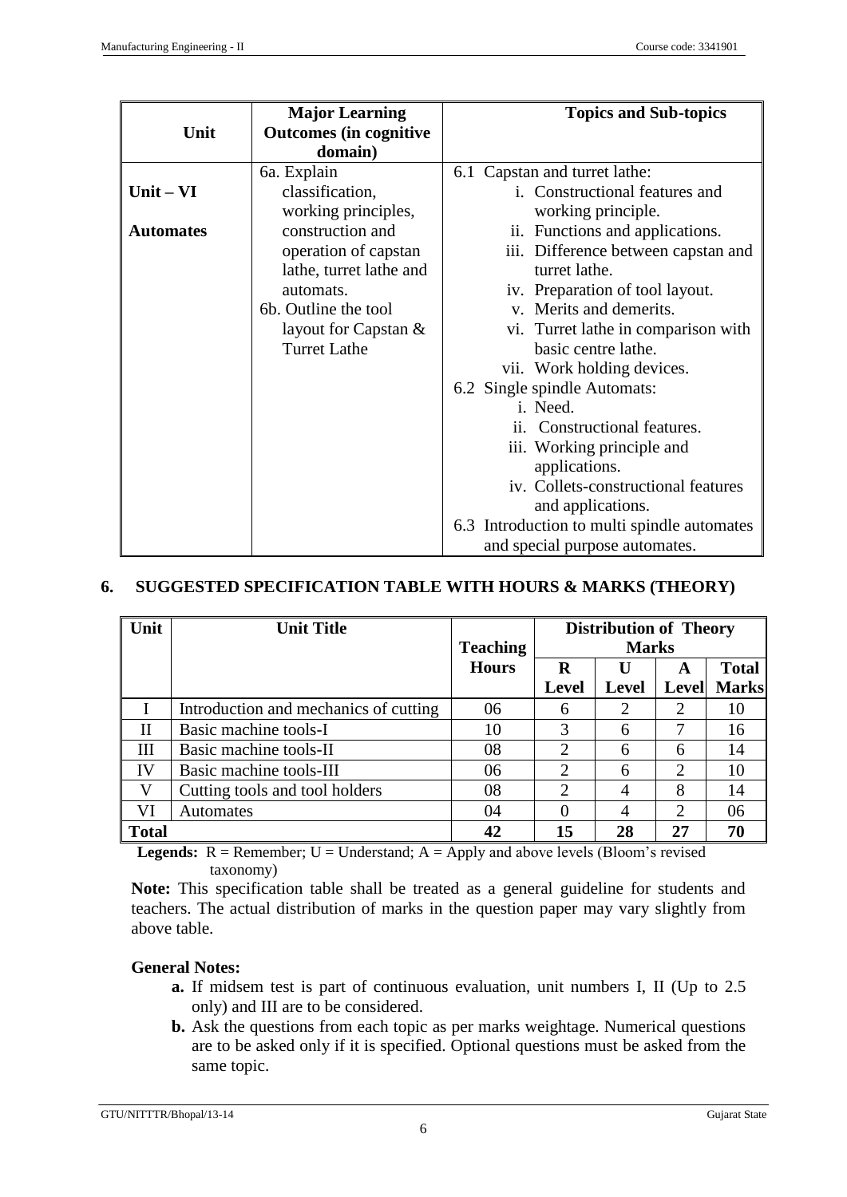| Unit | Major Learning Outcomes (in cognitive domain) | Topics and Sub-topics |
|---|---|---|
| **Unit – VI**<br><br>**Automates** | 6a. Explain classification, working principles, construction and operation of capstan lathe, turret lathe and automats.<br>6b. Outline the tool layout for Capstan & Turret Lathe | 6.1 Capstan and turret lathe:<br>i. Constructional features and working principle.<br>ii. Functions and applications.<br>iii. Difference between capstan and turret lathe.<br>iv. Preparation of tool layout.<br>v. Merits and demerits.<br>vi. Turret lathe in comparison with basic centre lathe.<br>vii. Work holding devices.<br>6.2 Single spindle Automats:<br>i. Need.<br>ii. Constructional features.<br>iii. Working principle and applications.<br>iv. Collets-constructional features and applications.<br>6.3 Introduction to multi spindle automates and special purpose automates. |

## 6. SUGGESTED SPECIFICATION TABLE WITH HOURS & MARKS (THEORY)

| Unit | Unit Title | Teaching Hours | Distribution of Theory Marks | | | |
|---|---|---|---|---|---|---|
| | | | R Level | U Level | A Level | Total Marks |
| I | Introduction and mechanics of cutting | 06 | 6 | 2 | 2 | 10 |
| II | Basic machine tools-I | 10 | 3 | 6 | 7 | 16 |
| III | Basic machine tools-II | 08 | 2 | 6 | 6 | 14 |
| IV | Basic machine tools-III | 06 | 2 | 6 | 2 | 10 |
| V | Cutting tools and tool holders | 08 | 2 | 4 | 8 | 14 |
| VI | Automates | 04 | 0 | 4 | 2 | 06 |
| **Total** | | **42** | **15** | **28** | **27** | **70** |

**Legends:** R = Remember; U = Understand; A = Apply and above levels (Bloom's revised taxonomy)

**Note:** This specification table shall be treated as a general guideline for students and teachers. The actual distribution of marks in the question paper may vary slightly from above table.

**General Notes:**

- **a.** If midsem test is part of continuous evaluation, unit numbers I, II (Up to 2.5 only) and III are to be considered.
- **b.** Ask the questions from each topic as per marks weightage. Numerical questions are to be asked only if it is specified. Optional questions must be asked from the same topic.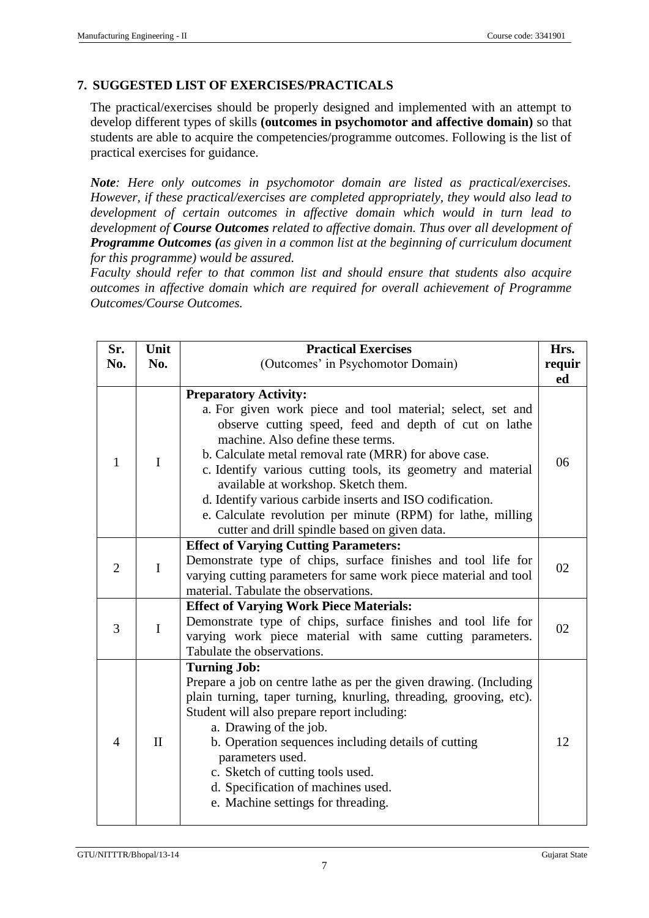## 7. SUGGESTED LIST OF EXERCISES/PRACTICALS

The practical/exercises should be properly designed and implemented with an attempt to develop different types of skills **(outcomes in psychomotor and affective domain)** so that students are able to acquire the competencies/programme outcomes. Following is the list of practical exercises for guidance.

***Note****: Here only outcomes in psychomotor domain are listed as practical/exercises. However, if these practical/exercises are completed appropriately, they would also lead to development of certain outcomes in affective domain which would in turn lead to development of* ***Course Outcomes*** *related to affective domain. Thus over all development of* ***Programme Outcomes (****as given in a common list at the beginning of curriculum document for this programme) would be assured.*

*Faculty should refer to that common list and should ensure that students also acquire outcomes in affective domain which are required for overall achievement of Programme Outcomes/Course Outcomes.*

| Sr. No. | Unit No. | Practical Exercises<br>(Outcomes' in Psychomotor Domain) | Hrs. required |
|---|---|---|---|
| 1 | I | **Preparatory Activity:**<br>a. For given work piece and tool material; select, set and observe cutting speed, feed and depth of cut on lathe machine. Also define these terms.<br>b. Calculate metal removal rate (MRR) for above case.<br>c. Identify various cutting tools, its geometry and material available at workshop. Sketch them.<br>d. Identify various carbide inserts and ISO codification.<br>e. Calculate revolution per minute (RPM) for lathe, milling cutter and drill spindle based on given data. | 06 |
| 2 | I | **Effect of Varying Cutting Parameters:**<br>Demonstrate type of chips, surface finishes and tool life for varying cutting parameters for same work piece material and tool material. Tabulate the observations. | 02 |
| 3 | I | **Effect of Varying Work Piece Materials:**<br>Demonstrate type of chips, surface finishes and tool life for varying work piece material with same cutting parameters. Tabulate the observations. | 02 |
| 4 | II | **Turning Job:**<br>Prepare a job on centre lathe as per the given drawing. (Including plain turning, taper turning, knurling, threading, grooving, etc). Student will also prepare report including:<br>a. Drawing of the job.<br>b. Operation sequences including details of cutting parameters used.<br>c. Sketch of cutting tools used.<br>d. Specification of machines used.<br>e. Machine settings for threading. | 12 |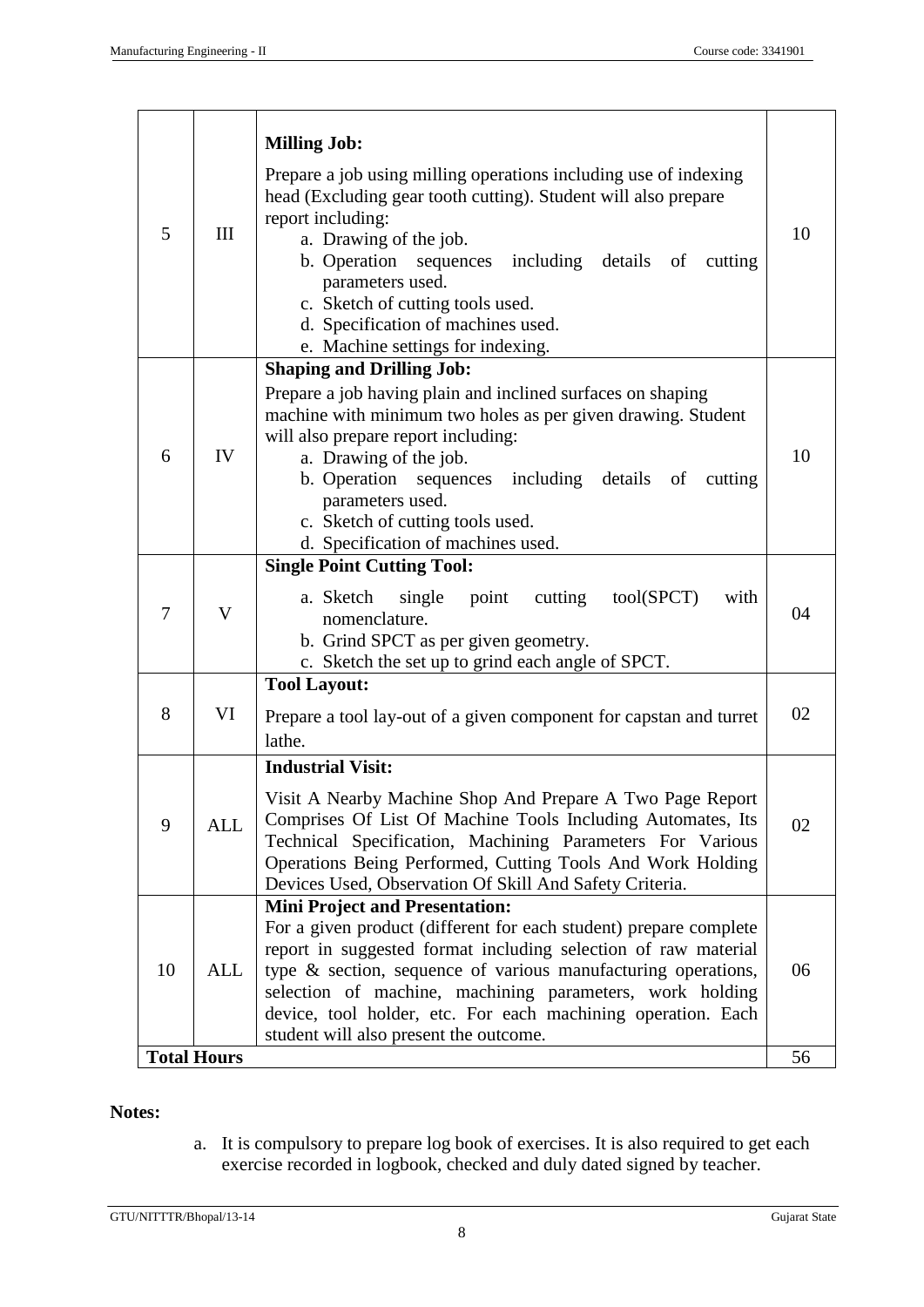| | | | |
|---|---|---|---|
| 5 | III | **Milling Job:**<br>Prepare a job using milling operations including use of indexing head (Excluding gear tooth cutting). Student will also prepare report including:<br>a. Drawing of the job.<br>b. Operation sequences including details of cutting parameters used.<br>c. Sketch of cutting tools used.<br>d. Specification of machines used.<br>e. Machine settings for indexing. | 10 |
| 6 | IV | **Shaping and Drilling Job:**<br>Prepare a job having plain and inclined surfaces on shaping machine with minimum two holes as per given drawing. Student will also prepare report including:<br>a. Drawing of the job.<br>b. Operation sequences including details of cutting parameters used.<br>c. Sketch of cutting tools used.<br>d. Specification of machines used. | 10 |
| 7 | V | **Single Point Cutting Tool:**<br>a. Sketch single point cutting tool(SPCT) with nomenclature.<br>b. Grind SPCT as per given geometry.<br>c. Sketch the set up to grind each angle of SPCT. | 04 |
| 8 | VI | **Tool Layout:**<br>Prepare a tool lay-out of a given component for capstan and turret lathe. | 02 |
| 9 | ALL | **Industrial Visit:**<br>Visit A Nearby Machine Shop And Prepare A Two Page Report Comprises Of List Of Machine Tools Including Automates, Its Technical Specification, Machining Parameters For Various Operations Being Performed, Cutting Tools And Work Holding Devices Used, Observation Of Skill And Safety Criteria. | 02 |
| 10 | ALL | **Mini Project and Presentation:**<br>For a given product (different for each student) prepare complete report in suggested format including selection of raw material type & section, sequence of various manufacturing operations, selection of machine, machining parameters, work holding device, tool holder, etc. For each machining operation. Each student will also present the outcome. | 06 |
| **Total Hours** | | | 56 |

**Notes:**

a. It is compulsory to prepare log book of exercises. It is also required to get each exercise recorded in logbook, checked and duly dated signed by teacher.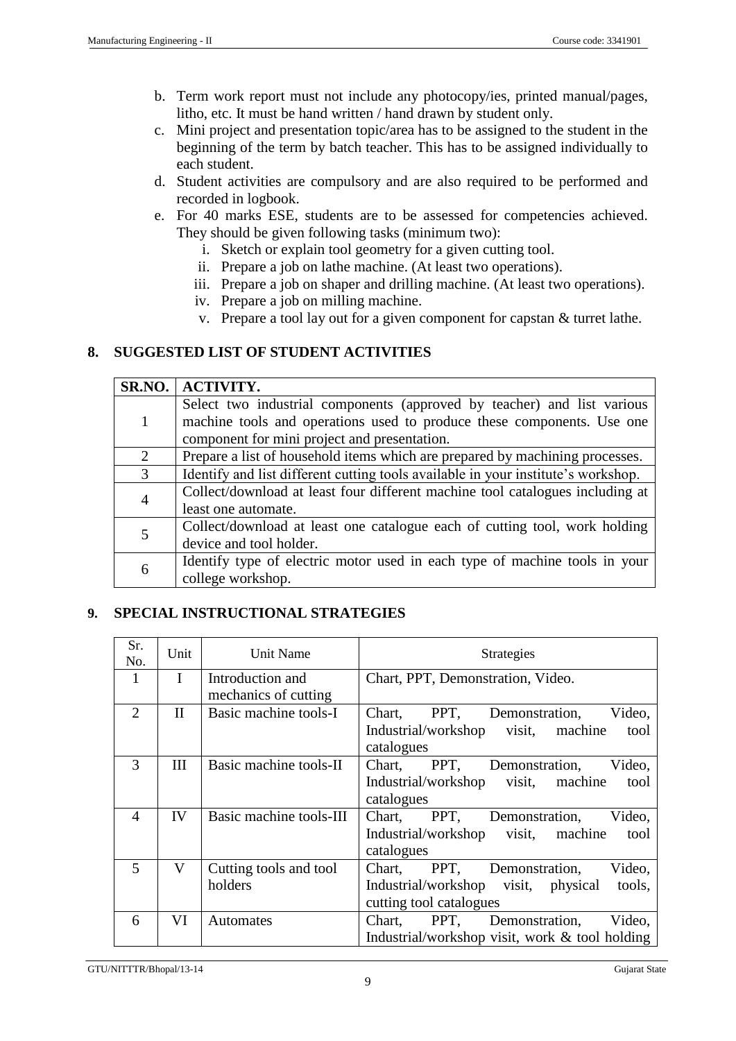b. Term work report must not include any photocopy/ies, printed manual/pages, litho, etc. It must be hand written / hand drawn by student only.
c. Mini project and presentation topic/area has to be assigned to the student in the beginning of the term by batch teacher. This has to be assigned individually to each student.
d. Student activities are compulsory and are also required to be performed and recorded in logbook.
e. For 40 marks ESE, students are to be assessed for competencies achieved. They should be given following tasks (minimum two):
    i. Sketch or explain tool geometry for a given cutting tool.
    ii. Prepare a job on lathe machine. (At least two operations).
    iii. Prepare a job on shaper and drilling machine. (At least two operations).
    iv. Prepare a job on milling machine.
    v. Prepare a tool lay out for a given component for capstan & turret lathe.

## 8. SUGGESTED LIST OF STUDENT ACTIVITIES

| SR.NO. | ACTIVITY. |
|---|---|
| 1 | Select two industrial components (approved by teacher) and list various machine tools and operations used to produce these components. Use one component for mini project and presentation. |
| 2 | Prepare a list of household items which are prepared by machining processes. |
| 3 | Identify and list different cutting tools available in your institute's workshop. |
| 4 | Collect/download at least four different machine tool catalogues including at least one automate. |
| 5 | Collect/download at least one catalogue each of cutting tool, work holding device and tool holder. |
| 6 | Identify type of electric motor used in each type of machine tools in your college workshop. |

## 9. SPECIAL INSTRUCTIONAL STRATEGIES

| Sr. No. | Unit | Unit Name | Strategies |
|---|---|---|---|
| 1 | I | Introduction and mechanics of cutting | Chart, PPT, Demonstration, Video. |
| 2 | II | Basic machine tools-I | Chart, PPT, Demonstration, Video, Industrial/workshop visit, machine tool catalogues |
| 3 | III | Basic machine tools-II | Chart, PPT, Demonstration, Video, Industrial/workshop visit, machine tool catalogues |
| 4 | IV | Basic machine tools-III | Chart, PPT, Demonstration, Video, Industrial/workshop visit, machine tool catalogues |
| 5 | V | Cutting tools and tool holders | Chart, PPT, Demonstration, Video, Industrial/workshop visit, physical tools, cutting tool catalogues |
| 6 | VI | Automates | Chart, PPT, Demonstration, Video, Industrial/workshop visit, work & tool holding |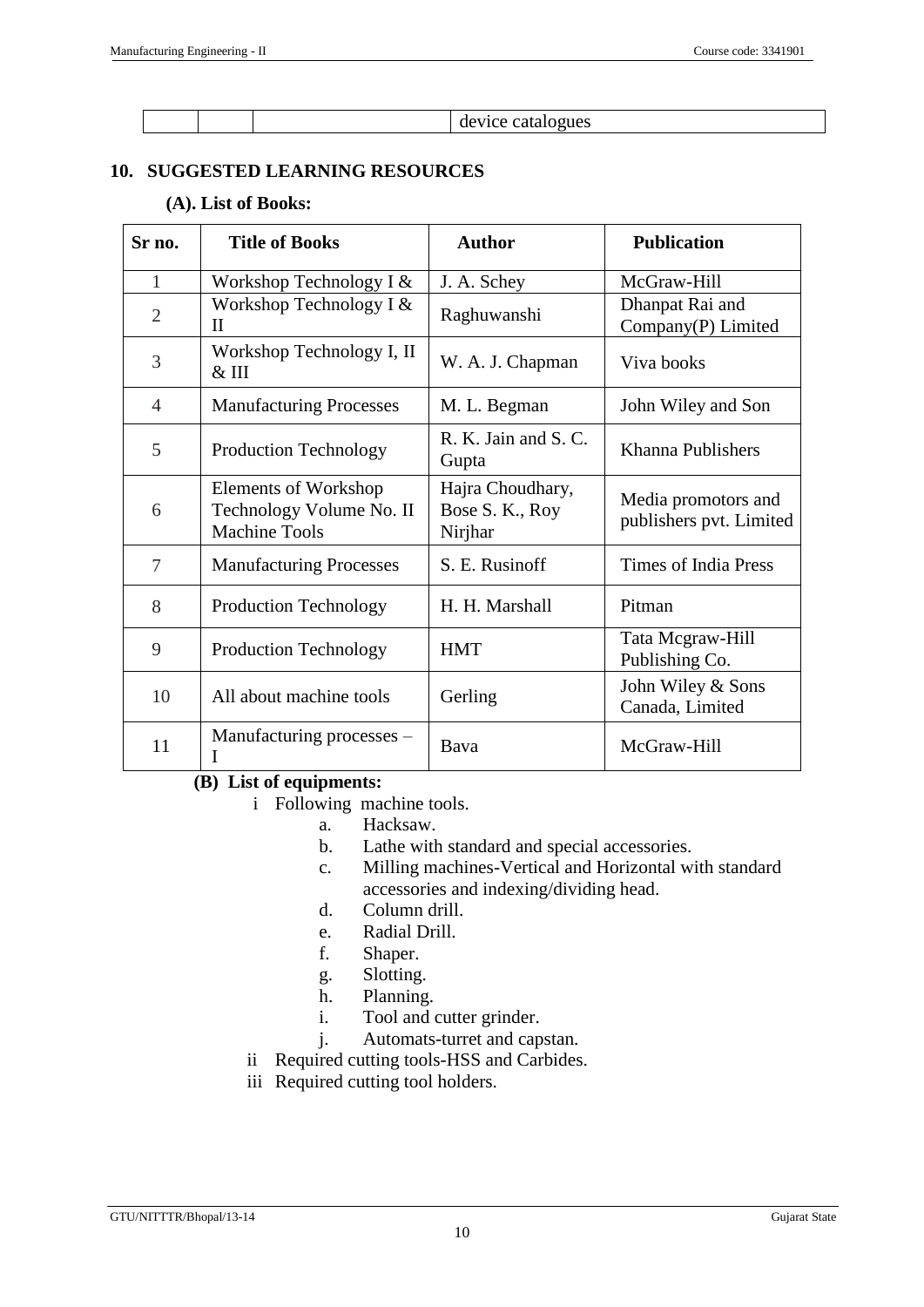| | | | device catalogues |
|---|---|---|---|

## 10. SUGGESTED LEARNING RESOURCES

### (A). List of Books:

| Sr no. | Title of Books | Author | Publication |
|---|---|---|---|
| 1 | Workshop Technology I & | J. A. Schey | McGraw-Hill |
| 2 | Workshop Technology I & II | Raghuwanshi | Dhanpat Rai and Company(P) Limited |
| 3 | Workshop Technology I, II & III | W. A. J. Chapman | Viva books |
| 4 | Manufacturing Processes | M. L. Begman | John Wiley and Son |
| 5 | Production Technology | R. K. Jain and S. C. Gupta | Khanna Publishers |
| 6 | Elements of Workshop Technology Volume No. II Machine Tools | Hajra Choudhary, Bose S. K., Roy Nirjhar | Media promotors and publishers pvt. Limited |
| 7 | Manufacturing Processes | S. E. Rusinoff | Times of India Press |
| 8 | Production Technology | H. H. Marshall | Pitman |
| 9 | Production Technology | HMT | Tata Mcgraw-Hill Publishing Co. |
| 10 | All about machine tools | Gerling | John Wiley & Sons Canada, Limited |
| 11 | Manufacturing processes – I | Bava | McGraw-Hill |

### (B) List of equipments:

i Following machine tools.

a. Hacksaw.
b. Lathe with standard and special accessories.
c. Milling machines-Vertical and Horizontal with standard accessories and indexing/dividing head.
d. Column drill.
e. Radial Drill.
f. Shaper.
g. Slotting.
h. Planning.
i. Tool and cutter grinder.
j. Automats-turret and capstan.

ii Required cutting tools-HSS and Carbides.

iii Required cutting tool holders.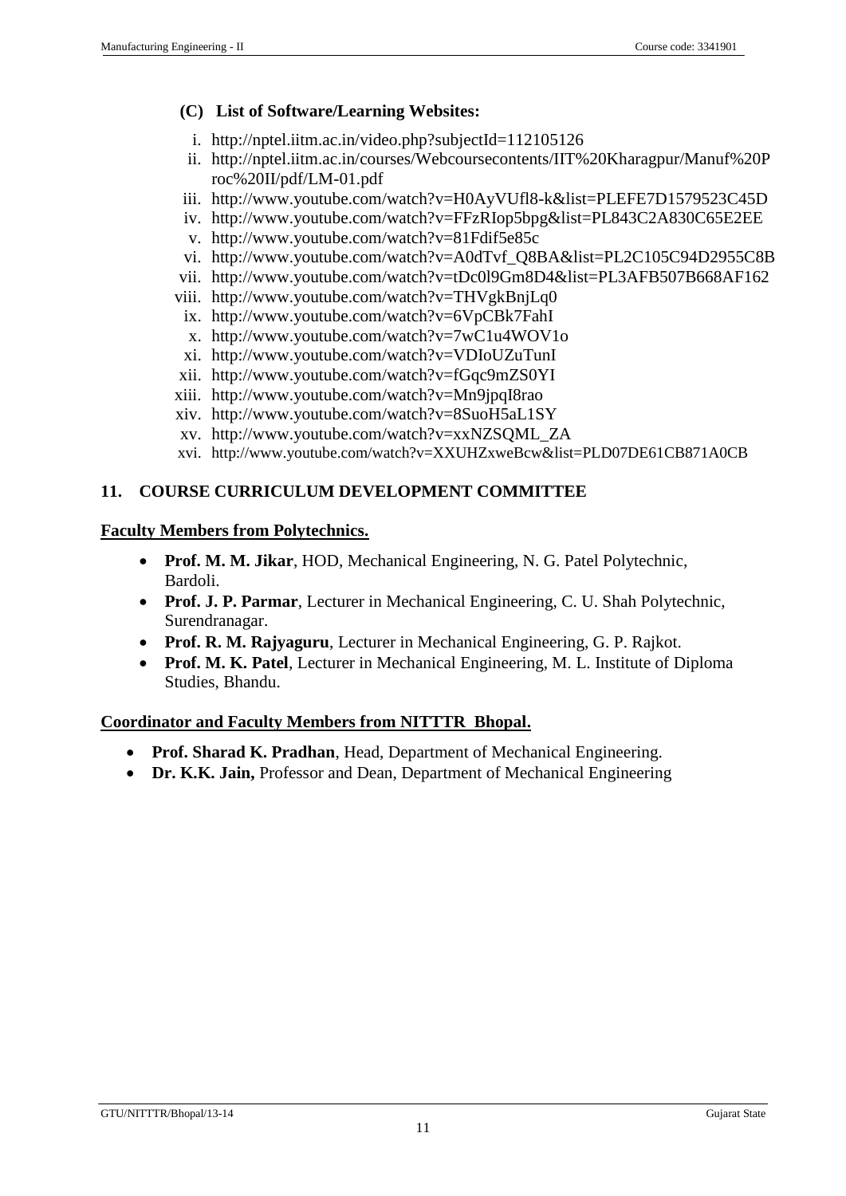### (C) List of Software/Learning Websites:

i. http://nptel.iitm.ac.in/video.php?subjectId=112105126
ii. http://nptel.iitm.ac.in/courses/Webcoursecontents/IIT%20Kharagpur/Manuf%20Proc%20II/pdf/LM-01.pdf
iii. http://www.youtube.com/watch?v=H0AyVUfl8-k&list=PLEFE7D1579523C45D
iv. http://www.youtube.com/watch?v=FFzRIop5bpg&list=PL843C2A830C65E2EE
v. http://www.youtube.com/watch?v=81Fdif5e85c
vi. http://www.youtube.com/watch?v=A0dTvf_Q8BA&list=PL2C105C94D2955C8B
vii. http://www.youtube.com/watch?v=tDc0l9Gm8D4&list=PL3AFB507B668AF162
viii. http://www.youtube.com/watch?v=THVgkBnjLq0
ix. http://www.youtube.com/watch?v=6VpCBk7FahI
x. http://www.youtube.com/watch?v=7wC1u4WOV1o
xi. http://www.youtube.com/watch?v=VDIoUZuTunI
xii. http://www.youtube.com/watch?v=fGqc9mZS0YI
xiii. http://www.youtube.com/watch?v=Mn9jpqI8rao
xiv. http://www.youtube.com/watch?v=8SuoH5aL1SY
xv. http://www.youtube.com/watch?v=xxNZSQML_ZA
xvi. http://www.youtube.com/watch?v=XXUHZxweBcw&list=PLD07DE61CB871A0CB

## 11. COURSE CURRICULUM DEVELOPMENT COMMITTEE

**Faculty Members from Polytechnics.**

- **Prof. M. M. Jikar**, HOD, Mechanical Engineering, N. G. Patel Polytechnic, Bardoli.
- **Prof. J. P. Parmar**, Lecturer in Mechanical Engineering, C. U. Shah Polytechnic, Surendranagar.
- **Prof. R. M. Rajyaguru**, Lecturer in Mechanical Engineering, G. P. Rajkot.
- **Prof. M. K. Patel**, Lecturer in Mechanical Engineering, M. L. Institute of Diploma Studies, Bhandu.

**Coordinator and Faculty Members from NITTTR Bhopal.**

- **Prof. Sharad K. Pradhan**, Head, Department of Mechanical Engineering.
- **Dr. K.K. Jain,** Professor and Dean, Department of Mechanical Engineering